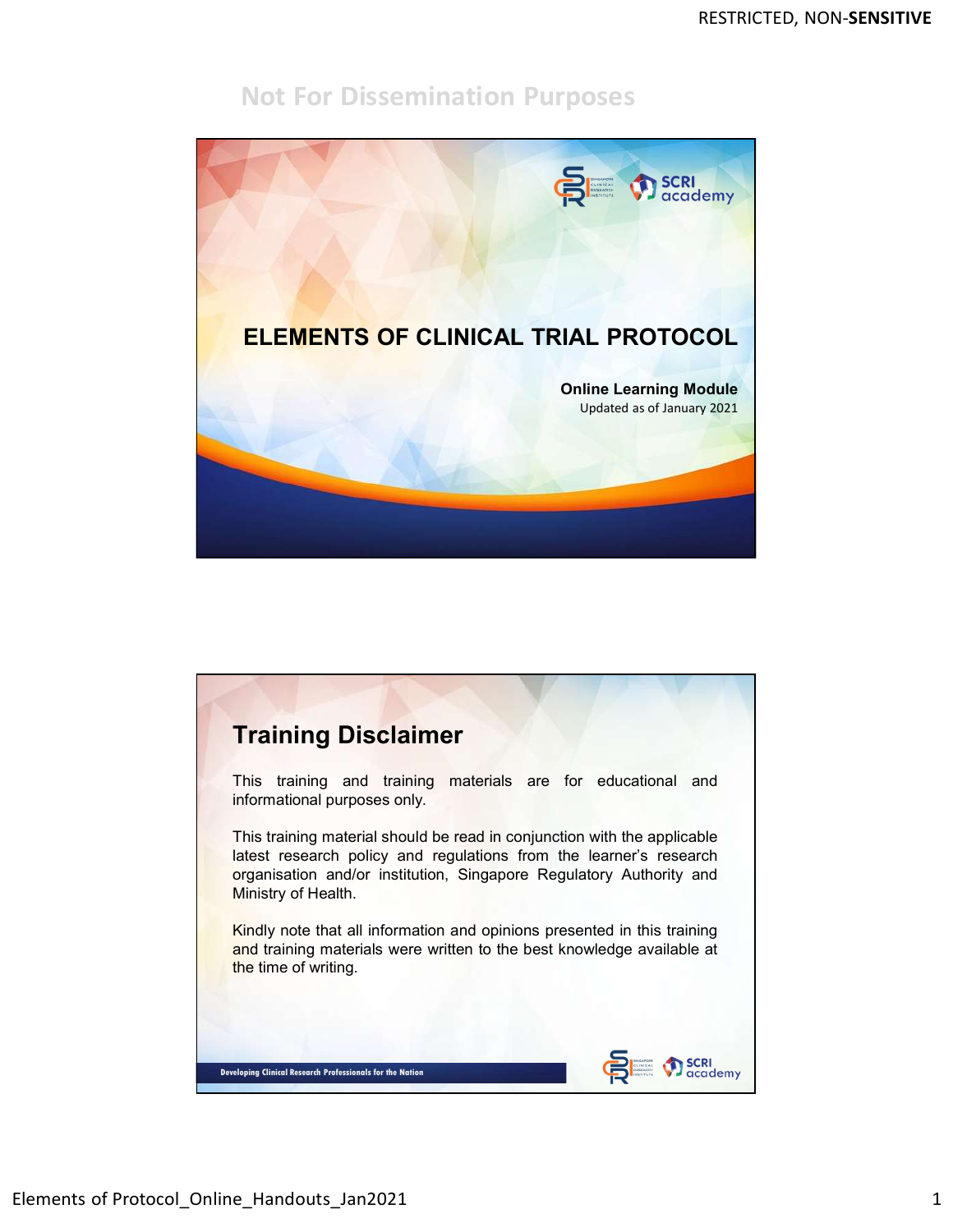Not For Dissemination Purposes

# ELEMENTS OF CLINICAL TRIAL PROTOCOL

**Online Learning Module**

Updated as of January 2021

## Training Disclaimer

This training and training materials are for educational and informational purposes only.

This training material should be read in conjunction with the applicable latest research policy and regulations from the learner's research organisation and/or institution, Singapore Regulatory Authority and Ministry of Health.

Kindly note that all information and opinions presented in this training and training materials were written to the best knowledge available at the time of writing.

Developing Clinical Research Professionals for the Nation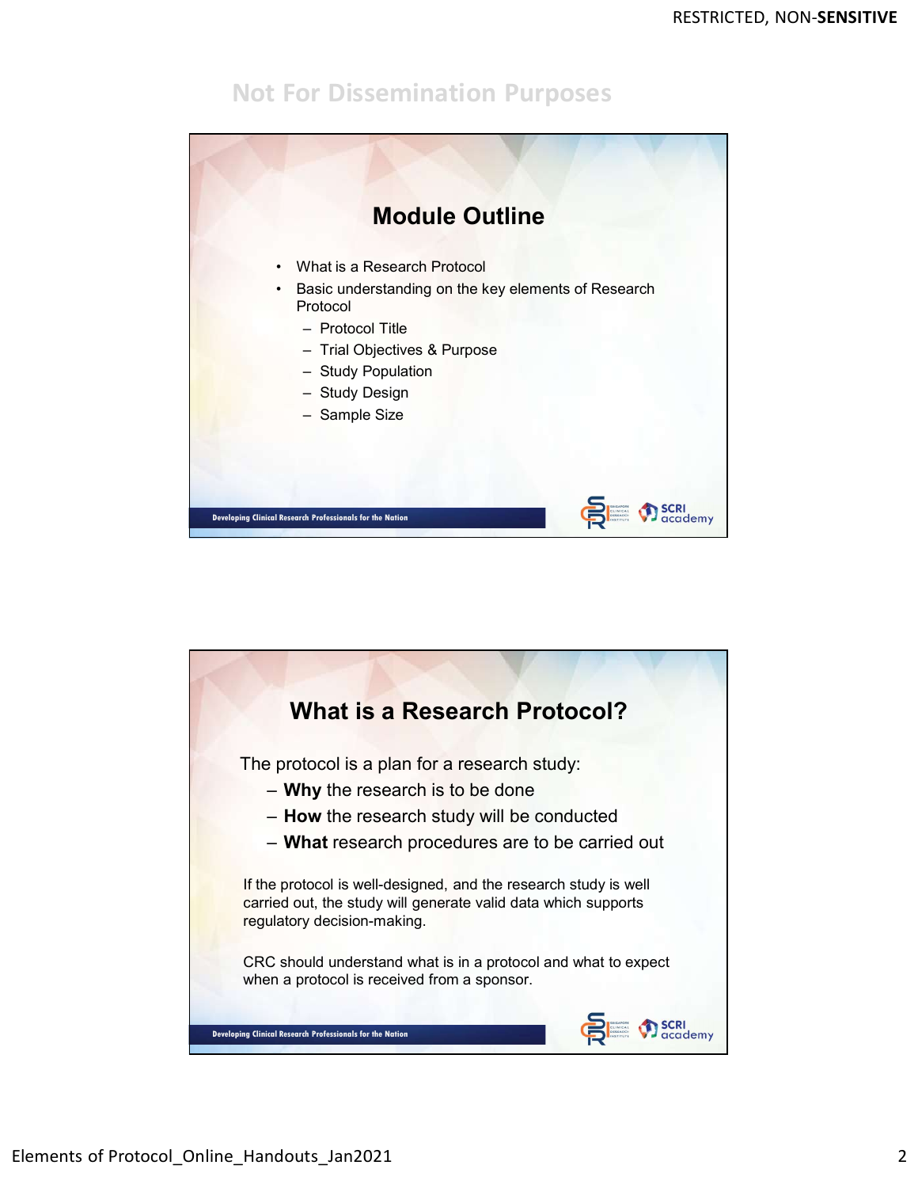Not For Dissemination Purposes

## Module Outline

- What is a Research Protocol
- Basic understanding on the key elements of Research Protocol
  - Protocol Title
  - Trial Objectives & Purpose
  - Study Population
  - Study Design
  - Sample Size

Developing Clinical Research Professionals for the Nation

## What is a Research Protocol?

The protocol is a plan for a research study:

- **Why** the research is to be done
- **How** the research study will be conducted
- **What** research procedures are to be carried out

If the protocol is well-designed, and the research study is well carried out, the study will generate valid data which supports regulatory decision-making.

CRC should understand what is in a protocol and what to expect when a protocol is received from a sponsor.

Developing Clinical Research Professionals for the Nation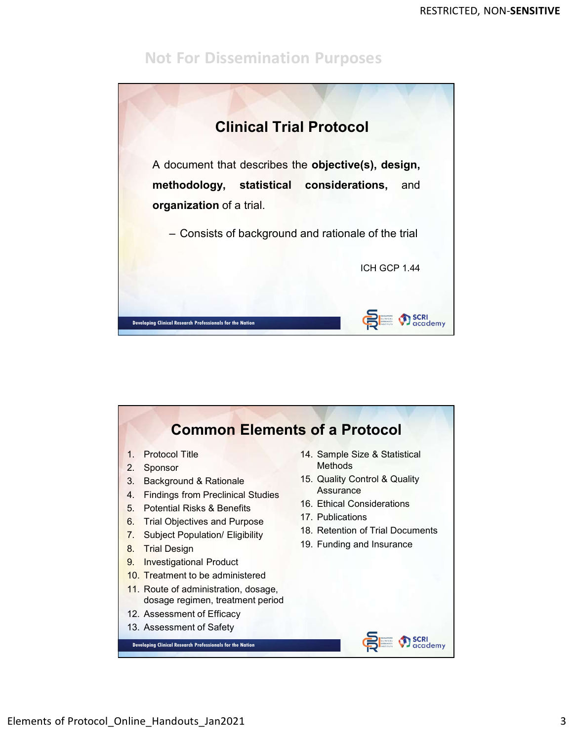Not For Dissemination Purposes

## Clinical Trial Protocol

A document that describes the **objective(s), design, methodology, statistical considerations,** and **organization** of a trial.

– Consists of background and rationale of the trial

ICH GCP 1.44

Developing Clinical Research Professionals for the Nation

## Common Elements of a Protocol

1. Protocol Title
2. Sponsor
3. Background & Rationale
4. Findings from Preclinical Studies
5. Potential Risks & Benefits
6. Trial Objectives and Purpose
7. Subject Population/ Eligibility
8. Trial Design
9. Investigational Product
10. Treatment to be administered
11. Route of administration, dosage, dosage regimen, treatment period
12. Assessment of Efficacy
13. Assessment of Safety
14. Sample Size & Statistical Methods
15. Quality Control & Quality Assurance
16. Ethical Considerations
17. Publications
18. Retention of Trial Documents
19. Funding and Insurance

Developing Clinical Research Professionals for the Nation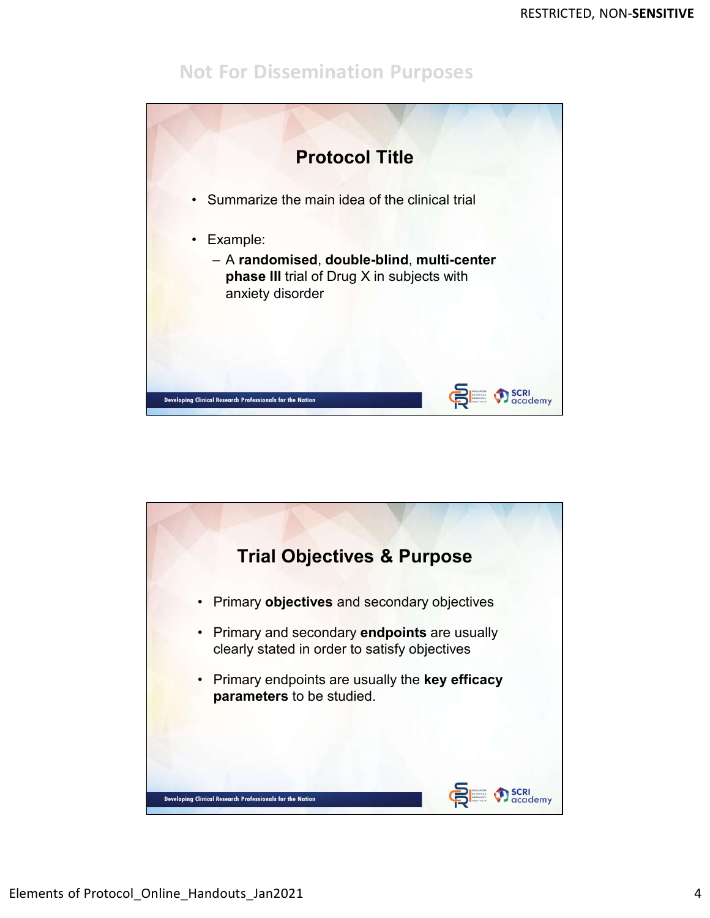Not For Dissemination Purposes

## Protocol Title

- Summarize the main idea of the clinical trial
- Example:
  - A **randomised**, **double-blind**, **multi-center** **phase III** trial of Drug X in subjects with anxiety disorder

Developing Clinical Research Professionals for the Nation

## Trial Objectives & Purpose

- Primary **objectives** and secondary objectives
- Primary and secondary **endpoints** are usually clearly stated in order to satisfy objectives
- Primary endpoints are usually the **key efficacy parameters** to be studied.

Developing Clinical Research Professionals for the Nation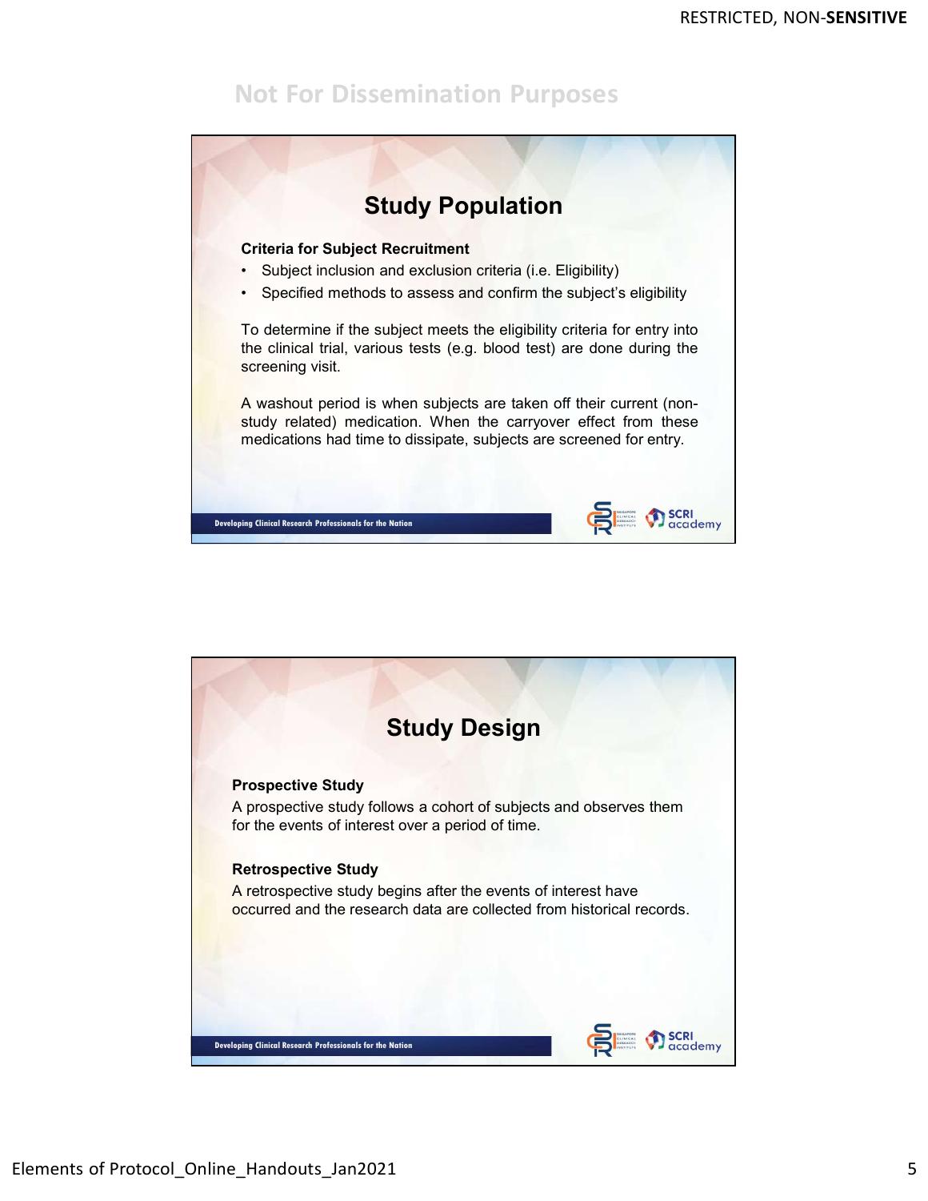Not For Dissemination Purposes

## Study Population

**Criteria for Subject Recruitment**

- Subject inclusion and exclusion criteria (i.e. Eligibility)
- Specified methods to assess and confirm the subject's eligibility

To determine if the subject meets the eligibility criteria for entry into the clinical trial, various tests (e.g. blood test) are done during the screening visit.

A washout period is when subjects are taken off their current (non-study related) medication. When the carryover effect from these medications had time to dissipate, subjects are screened for entry.

Developing Clinical Research Professionals for the Nation

## Study Design

**Prospective Study**

A prospective study follows a cohort of subjects and observes them for the events of interest over a period of time.

**Retrospective Study**

A retrospective study begins after the events of interest have occurred and the research data are collected from historical records.

Developing Clinical Research Professionals for the Nation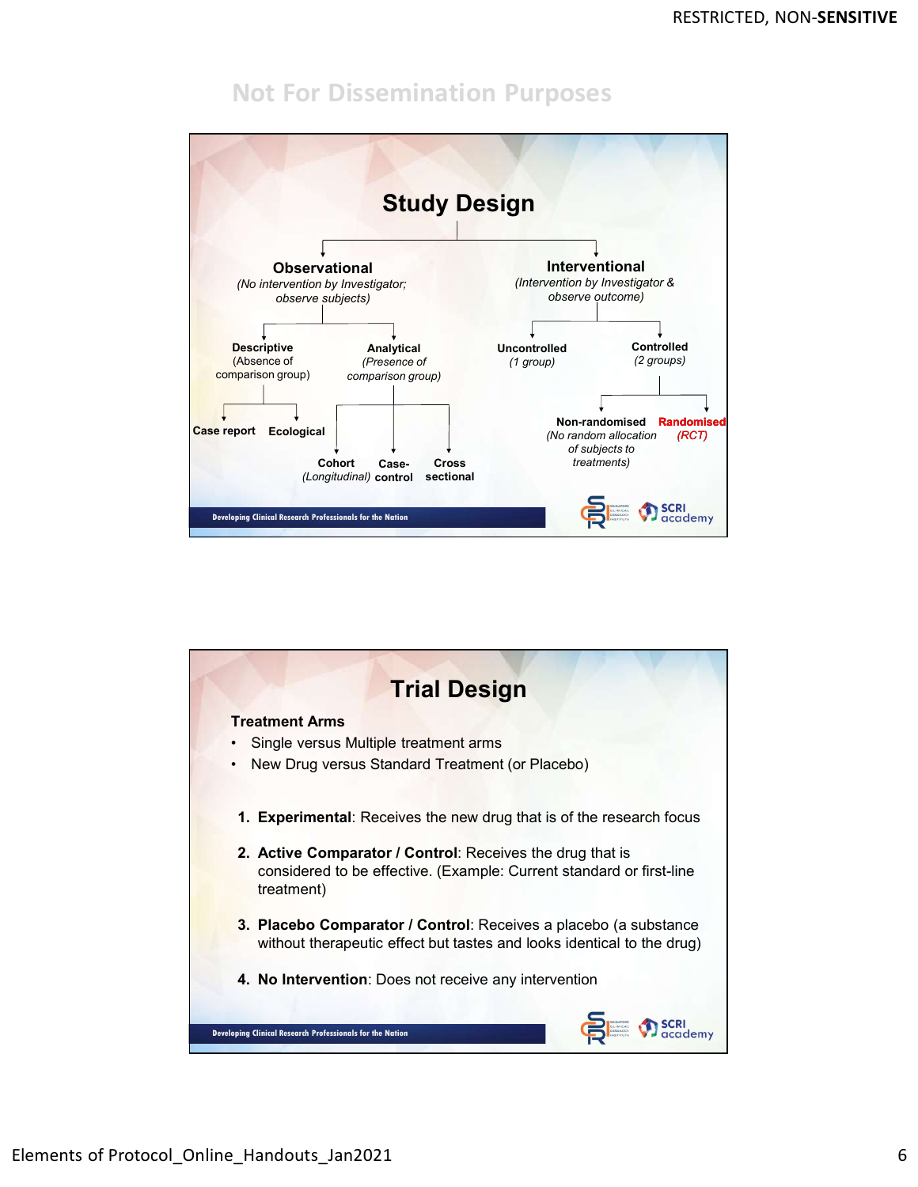Not For Dissemination Purposes

## Study Design

- **Observational** *(No intervention by Investigator; observe subjects)*
  - **Descriptive** (Absence of comparison group)
    - **Case report**
    - **Ecological**
  - **Analytical** *(Presence of comparison group)*
    - **Cohort** *(Longitudinal)*
    - **Case-control**
    - **Cross sectional**
- **Interventional** *(Intervention by Investigator & observe outcome)*
  - **Uncontrolled** *(1 group)*
  - **Controlled** *(2 groups)*
    - **Non-randomised** *(No random allocation of subjects to treatments)*
    - **Randomised** *(RCT)*

Developing Clinical Research Professionals for the Nation

## Trial Design

**Treatment Arms**

- Single versus Multiple treatment arms
- New Drug versus Standard Treatment (or Placebo)

1. **Experimental**: Receives the new drug that is of the research focus
2. **Active Comparator / Control**: Receives the drug that is considered to be effective. (Example: Current standard or first-line treatment)
3. **Placebo Comparator / Control**: Receives a placebo (a substance without therapeutic effect but tastes and looks identical to the drug)
4. **No Intervention**: Does not receive any intervention

Developing Clinical Research Professionals for the Nation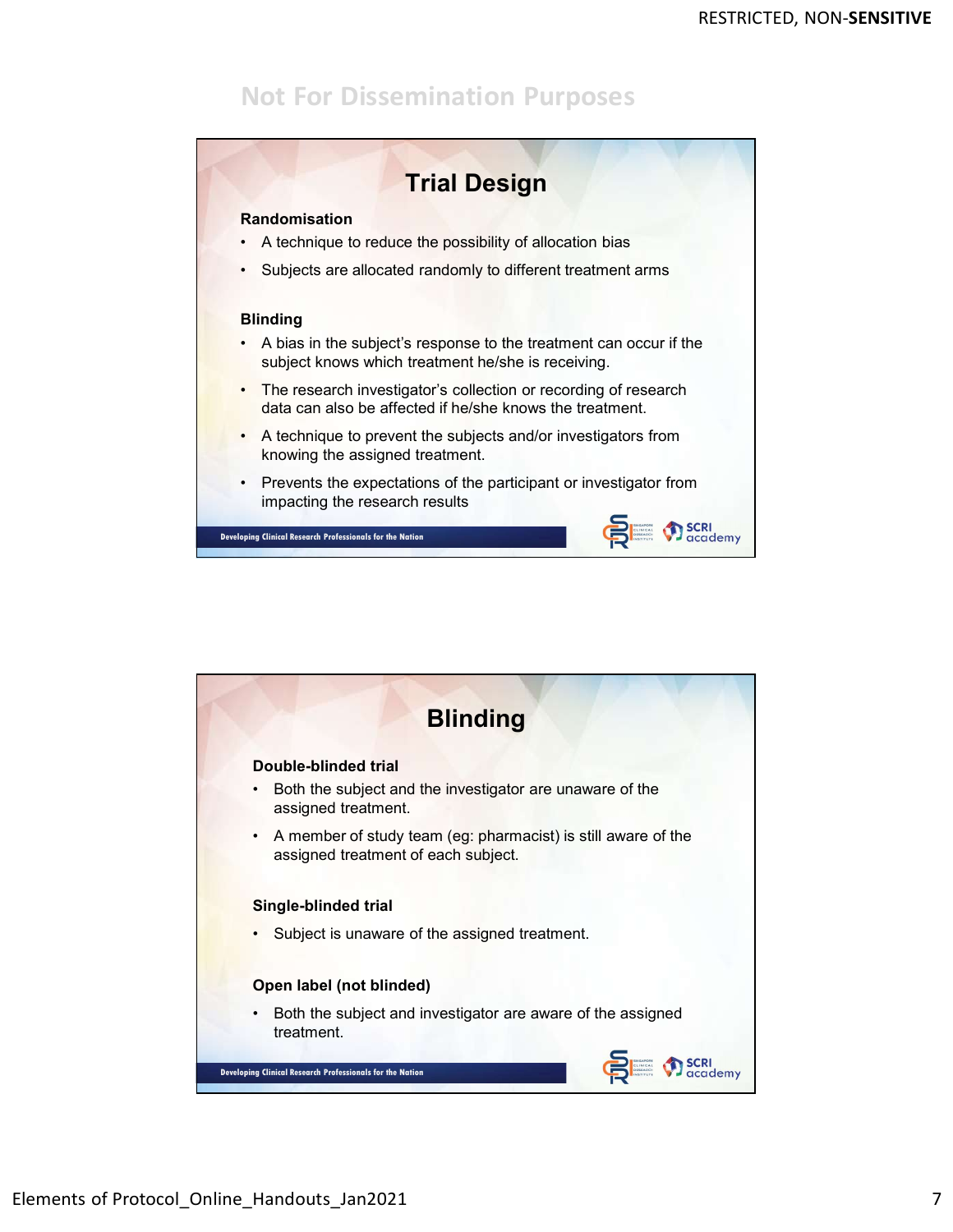Not For Dissemination Purposes

## Trial Design

**Randomisation**

- A technique to reduce the possibility of allocation bias
- Subjects are allocated randomly to different treatment arms

**Blinding**

- A bias in the subject's response to the treatment can occur if the subject knows which treatment he/she is receiving.
- The research investigator's collection or recording of research data can also be affected if he/she knows the treatment.
- A technique to prevent the subjects and/or investigators from knowing the assigned treatment.
- Prevents the expectations of the participant or investigator from impacting the research results

Developing Clinical Research Professionals for the Nation

## Blinding

**Double-blinded trial**

- Both the subject and the investigator are unaware of the assigned treatment.
- A member of study team (eg: pharmacist) is still aware of the assigned treatment of each subject.

**Single-blinded trial**

- Subject is unaware of the assigned treatment.

**Open label (not blinded)**

- Both the subject and investigator are aware of the assigned treatment.

Developing Clinical Research Professionals for the Nation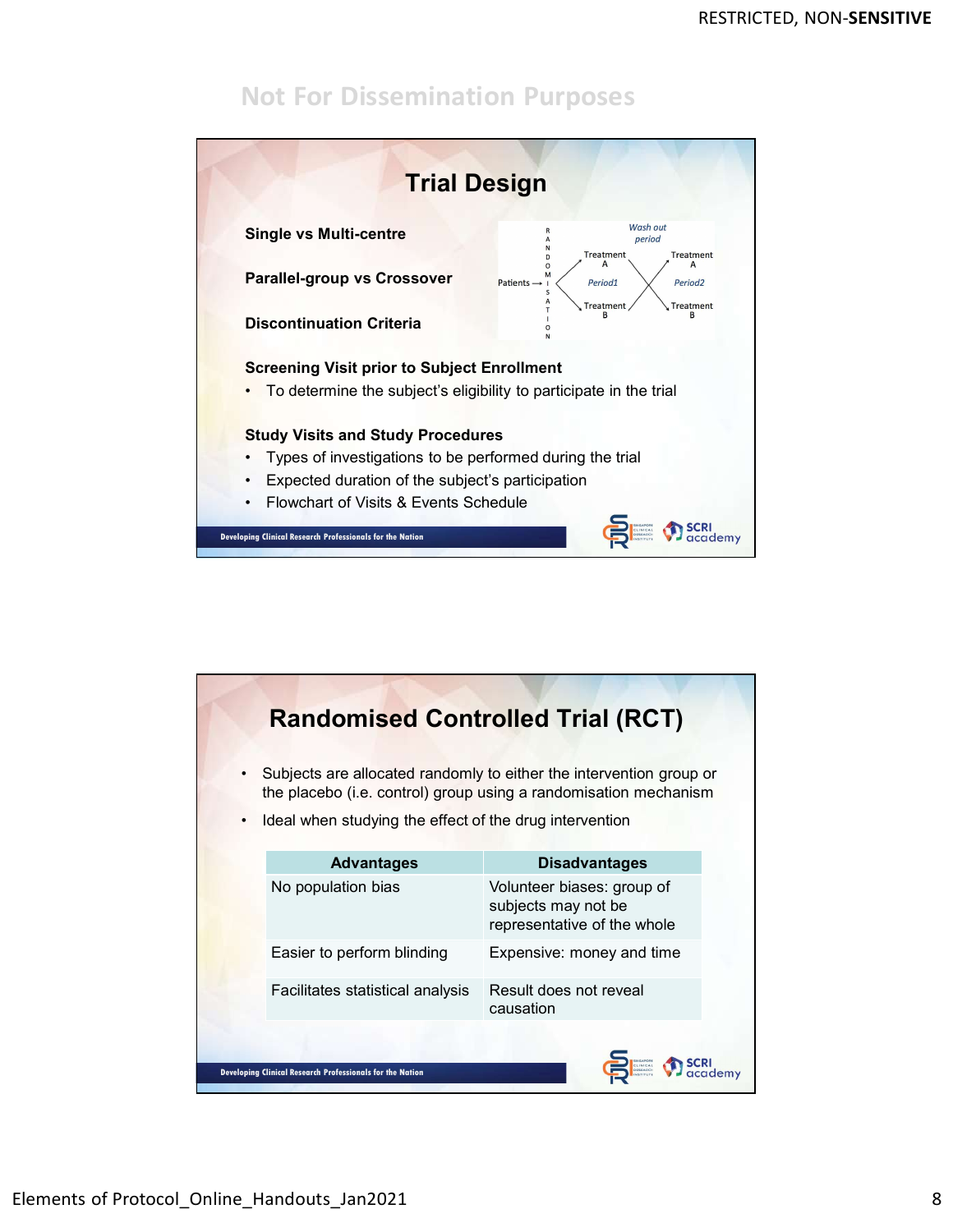Not For Dissemination Purposes

## Trial Design

**Single vs Multi-centre**

**Parallel-group vs Crossover**

**Discontinuation Criteria**

Patients → RANDOMISATION → Treatment A / Treatment B (*Period1*) → *Wash out period* → Treatment A / Treatment B (*Period2*)

**Screening Visit prior to Subject Enrollment**

- To determine the subject's eligibility to participate in the trial

**Study Visits and Study Procedures**

- Types of investigations to be performed during the trial
- Expected duration of the subject's participation
- Flowchart of Visits & Events Schedule

Developing Clinical Research Professionals for the Nation

## Randomised Controlled Trial (RCT)

- Subjects are allocated randomly to either the intervention group or the placebo (i.e. control) group using a randomisation mechanism
- Ideal when studying the effect of the drug intervention

| Advantages | Disadvantages |
| --- | --- |
| No population bias | Volunteer biases: group of subjects may not be representative of the whole |
| Easier to perform blinding | Expensive: money and time |
| Facilitates statistical analysis | Result does not reveal causation |

Developing Clinical Research Professionals for the Nation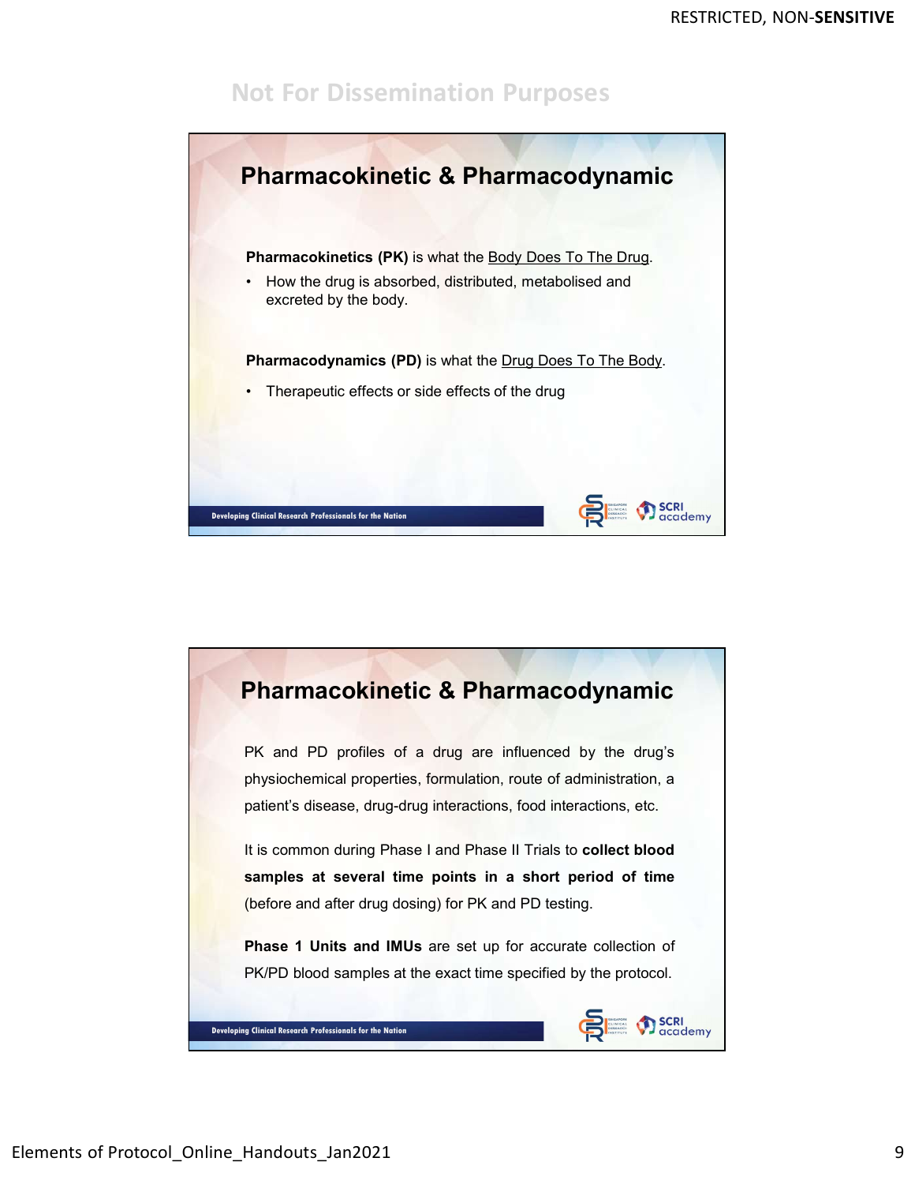Not For Dissemination Purposes

## Pharmacokinetic & Pharmacodynamic

**Pharmacokinetics (PK)** is what the Body Does To The Drug.

- How the drug is absorbed, distributed, metabolised and excreted by the body.

**Pharmacodynamics (PD)** is what the Drug Does To The Body.

- Therapeutic effects or side effects of the drug

Developing Clinical Research Professionals for the Nation

## Pharmacokinetic & Pharmacodynamic

PK and PD profiles of a drug are influenced by the drug's physiochemical properties, formulation, route of administration, a patient's disease, drug-drug interactions, food interactions, etc.

It is common during Phase I and Phase II Trials to **collect blood samples at several time points in a short period of time** (before and after drug dosing) for PK and PD testing.

**Phase 1 Units and IMUs** are set up for accurate collection of PK/PD blood samples at the exact time specified by the protocol.

Developing Clinical Research Professionals for the Nation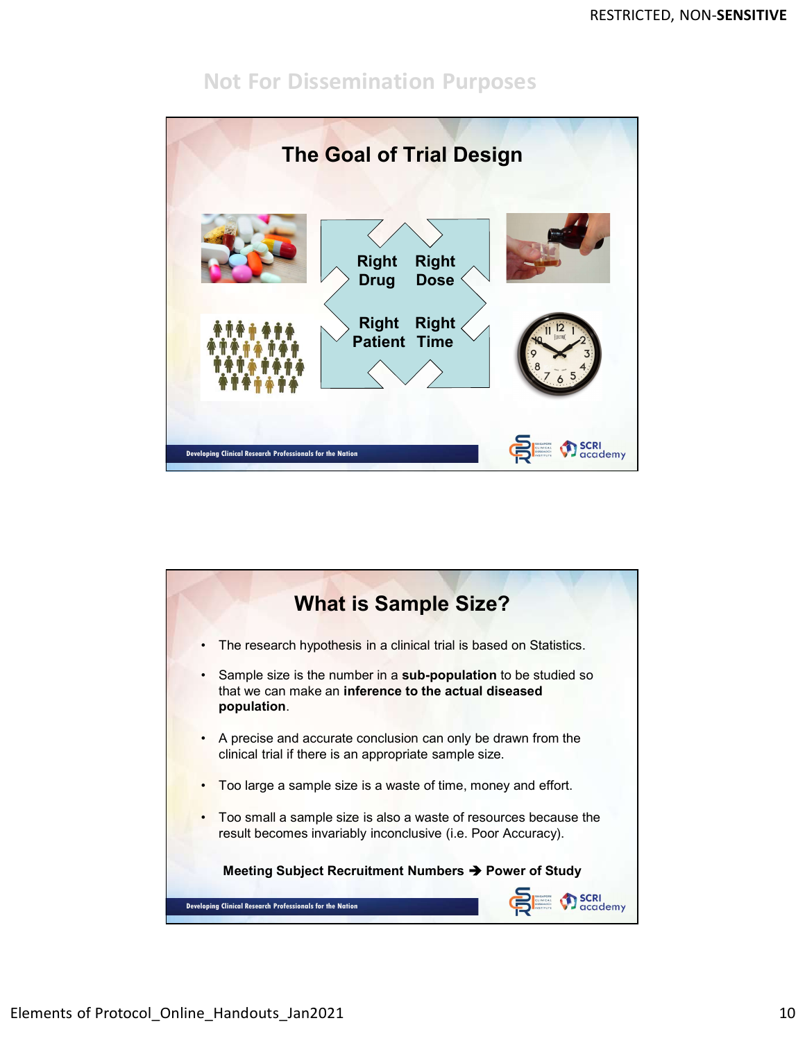Not For Dissemination Purposes

## The Goal of Trial Design

Right Drug | Right Dose | Right Patient | Right Time

Developing Clinical Research Professionals for the Nation

## What is Sample Size?

- The research hypothesis in a clinical trial is based on Statistics.
- Sample size is the number in a **sub-population** to be studied so that we can make an **inference to the actual diseased population**.
- A precise and accurate conclusion can only be drawn from the clinical trial if there is an appropriate sample size.
- Too large a sample size is a waste of time, money and effort.
- Too small a sample size is also a waste of resources because the result becomes invariably inconclusive (i.e. Poor Accuracy).

**Meeting Subject Recruitment Numbers ➔ Power of Study**

Developing Clinical Research Professionals for the Nation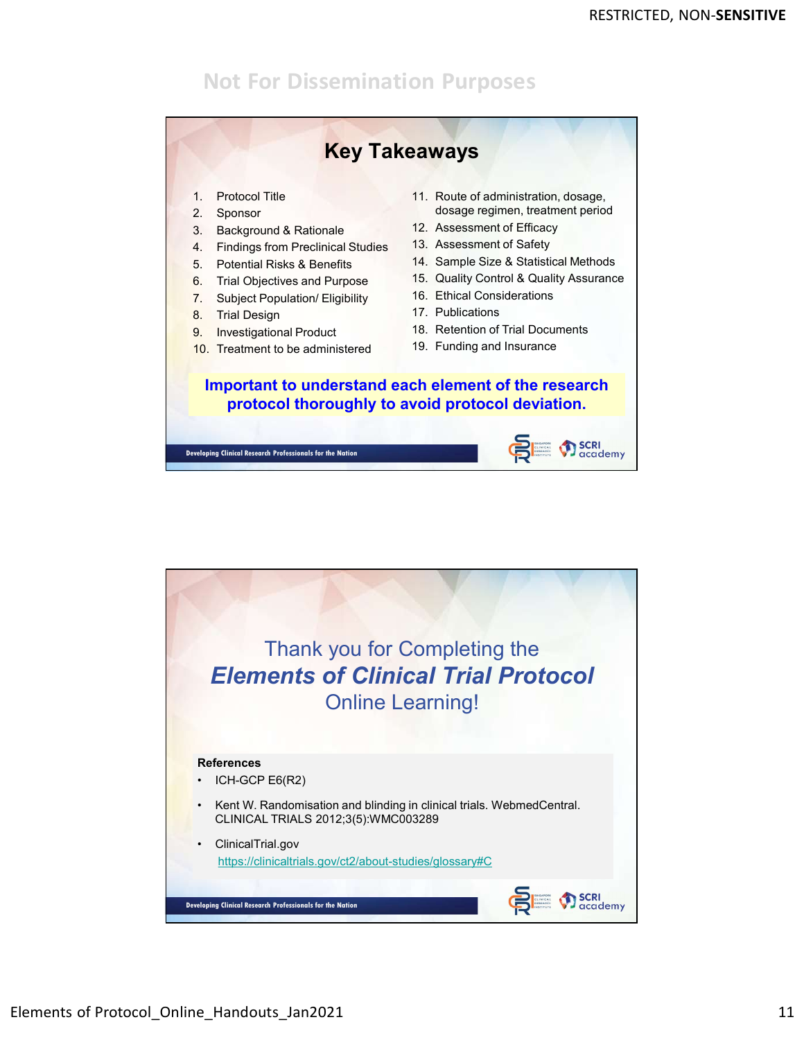Not For Dissemination Purposes

## Key Takeaways

1. Protocol Title
2. Sponsor
3. Background & Rationale
4. Findings from Preclinical Studies
5. Potential Risks & Benefits
6. Trial Objectives and Purpose
7. Subject Population/ Eligibility
8. Trial Design
9. Investigational Product
10. Treatment to be administered
11. Route of administration, dosage, dosage regimen, treatment period
12. Assessment of Efficacy
13. Assessment of Safety
14. Sample Size & Statistical Methods
15. Quality Control & Quality Assurance
16. Ethical Considerations
17. Publications
18. Retention of Trial Documents
19. Funding and Insurance

**Important to understand each element of the research protocol thoroughly to avoid protocol deviation.**

Developing Clinical Research Professionals for the Nation

---

Thank you for Completing the
***Elements of Clinical Trial Protocol***
Online Learning!

**References**

- ICH-GCP E6(R2)
- Kent W. Randomisation and blinding in clinical trials. WebmedCentral. CLINICAL TRIALS 2012;3(5):WMC003289
- ClinicalTrial.gov
  https://clinicaltrials.gov/ct2/about-studies/glossary#C

Developing Clinical Research Professionals for the Nation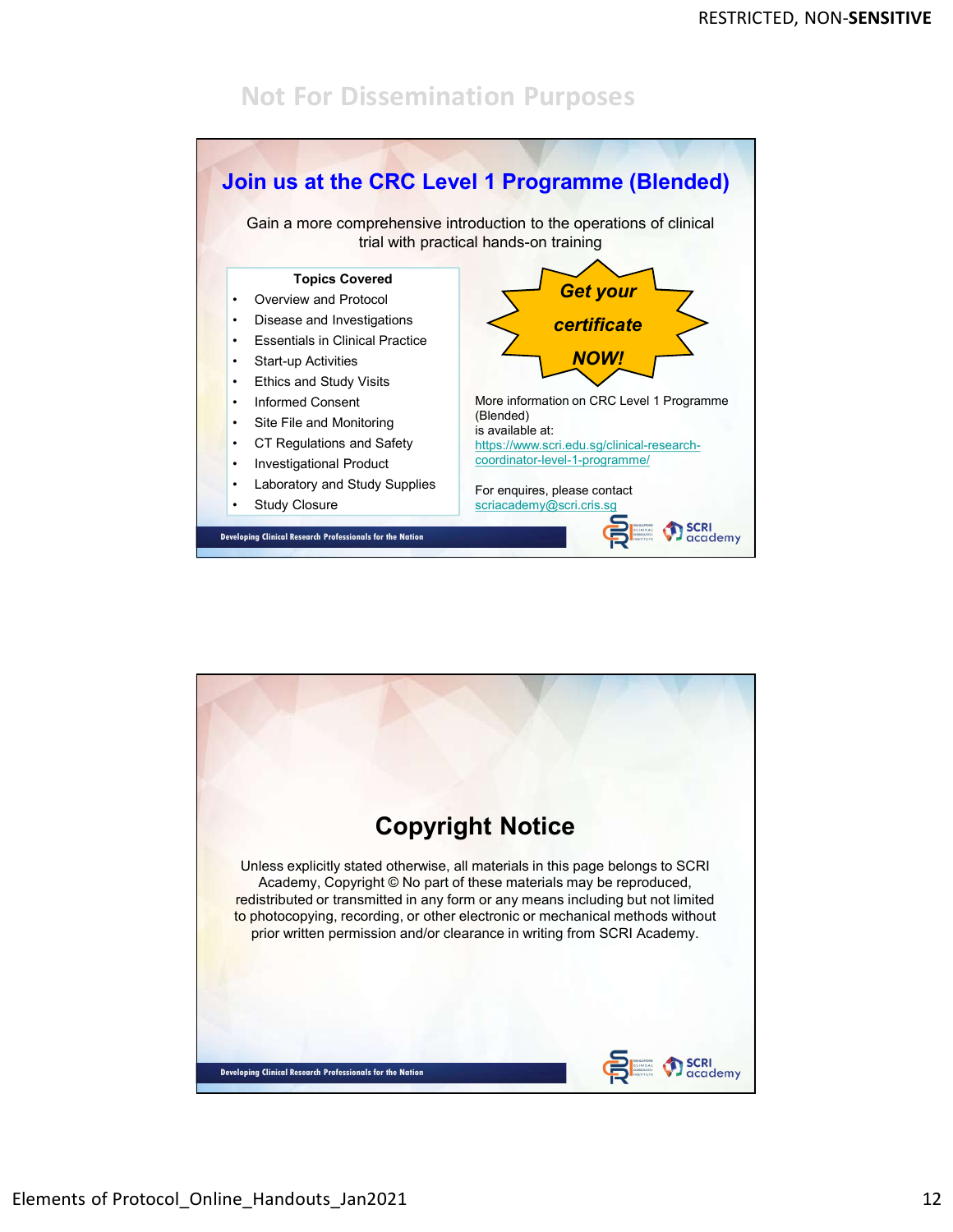Not For Dissemination Purposes

## Join us at the CRC Level 1 Programme (Blended)

Gain a more comprehensive introduction to the operations of clinical trial with practical hands-on training

**Topics Covered**

- Overview and Protocol
- Disease and Investigations
- Essentials in Clinical Practice
- Start-up Activities
- Ethics and Study Visits
- Informed Consent
- Site File and Monitoring
- CT Regulations and Safety
- Investigational Product
- Laboratory and Study Supplies
- Study Closure

***Get your certificate NOW!***

More information on CRC Level 1 Programme (Blended) is available at:
https://www.scri.edu.sg/clinical-research-coordinator-level-1-programme/

For enquires, please contact
scriacademy@scri.cris.sg

Developing Clinical Research Professionals for the Nation

SCRI academy

## Copyright Notice

Unless explicitly stated otherwise, all materials in this page belongs to SCRI Academy, Copyright © No part of these materials may be reproduced, redistributed or transmitted in any form or any means including but not limited to photocopying, recording, or other electronic or mechanical methods without prior written permission and/or clearance in writing from SCRI Academy.

Developing Clinical Research Professionals for the Nation

SCRI academy